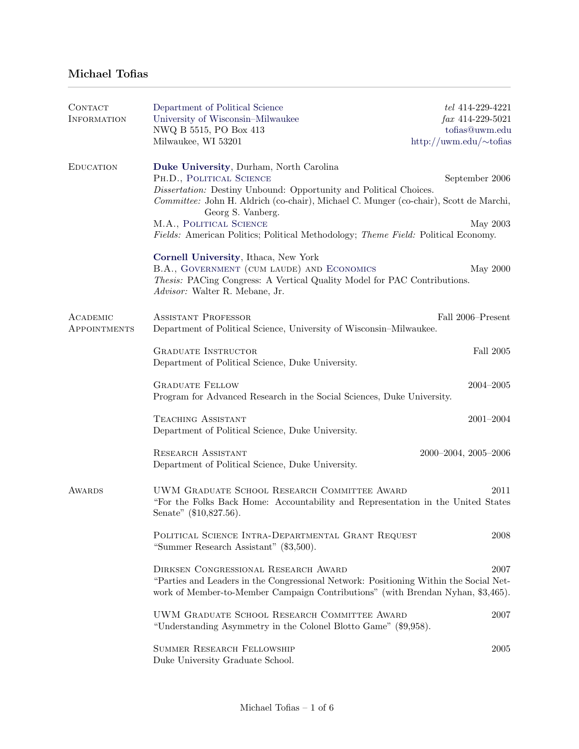# Michael Tofias

## Contact Information

Department of Political Science
University of Wisconsin–Milwaukee
NWQ B 5515, PO Box 413
Milwaukee, WI 53201

*tel* 414-229-4221
*fax* 414-229-5021
tofias@uwm.edu
http://uwm.edu/~tofias

## Education

**Duke University**, Durham, North Carolina

Ph.D., Political Science — September 2006

*Dissertation:* Destiny Unbound: Opportunity and Political Choices.

*Committee:* John H. Aldrich (co-chair), Michael C. Munger (co-chair), Scott de Marchi, Georg S. Vanberg.

M.A., Political Science — May 2003

*Fields:* American Politics; Political Methodology; *Theme Field:* Political Economy.

**Cornell University**, Ithaca, New York

B.A., Government (cum laude) and Economics — May 2000

*Thesis:* PACing Congress: A Vertical Quality Model for PAC Contributions.

*Advisor:* Walter R. Mebane, Jr.

## Academic Appointments

**Assistant Professor** — Fall 2006–Present
Department of Political Science, University of Wisconsin–Milwaukee.

**Graduate Instructor** — Fall 2005
Department of Political Science, Duke University.

**Graduate Fellow** — 2004–2005
Program for Advanced Research in the Social Sciences, Duke University.

**Teaching Assistant** — 2001–2004
Department of Political Science, Duke University.

**Research Assistant** — 2000–2004, 2005–2006
Department of Political Science, Duke University.

## Awards

**UWM Graduate School Research Committee Award** — 2011
"For the Folks Back Home: Accountability and Representation in the United States Senate" ($10,827.56).

**Political Science Intra-Departmental Grant Request** — 2008
"Summer Research Assistant" ($3,500).

**Dirksen Congressional Research Award** — 2007
"Parties and Leaders in the Congressional Network: Positioning Within the Social Network of Member-to-Member Campaign Contributions" (with Brendan Nyhan, $3,465).

**UWM Graduate School Research Committee Award** — 2007
"Understanding Asymmetry in the Colonel Blotto Game" ($9,958).

**Summer Research Fellowship** — 2005
Duke University Graduate School.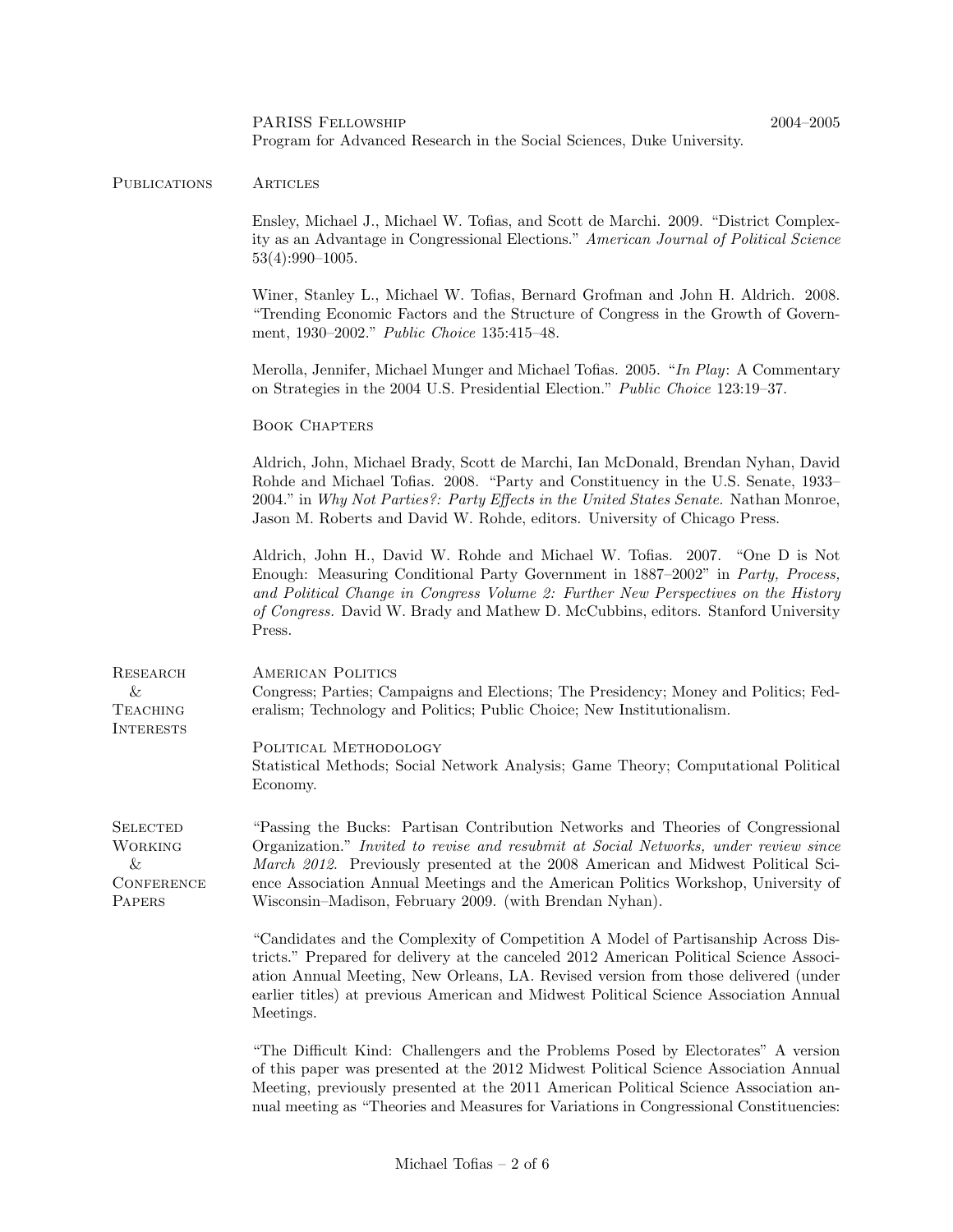**PARISS Fellowship** 2004–2005
Program for Advanced Research in the Social Sciences, Duke University.

## Publications

### Articles

Ensley, Michael J., Michael W. Tofias, and Scott de Marchi. 2009. "District Complexity as an Advantage in Congressional Elections." *American Journal of Political Science* 53(4):990–1005.

Winer, Stanley L., Michael W. Tofias, Bernard Grofman and John H. Aldrich. 2008. "Trending Economic Factors and the Structure of Congress in the Growth of Government, 1930–2002." *Public Choice* 135:415–48.

Merolla, Jennifer, Michael Munger and Michael Tofias. 2005. "*In Play*: A Commentary on Strategies in the 2004 U.S. Presidential Election." *Public Choice* 123:19–37.

### Book Chapters

Aldrich, John, Michael Brady, Scott de Marchi, Ian McDonald, Brendan Nyhan, David Rohde and Michael Tofias. 2008. "Party and Constituency in the U.S. Senate, 1933–2004." in *Why Not Parties?: Party Effects in the United States Senate.* Nathan Monroe, Jason M. Roberts and David W. Rohde, editors. University of Chicago Press.

Aldrich, John H., David W. Rohde and Michael W. Tofias. 2007. "One D is Not Enough: Measuring Conditional Party Government in 1887–2002" in *Party, Process, and Political Change in Congress Volume 2: Further New Perspectives on the History of Congress.* David W. Brady and Mathew D. McCubbins, editors. Stanford University Press.

## Research & Teaching Interests

**American Politics**
Congress; Parties; Campaigns and Elections; The Presidency; Money and Politics; Federalism; Technology and Politics; Public Choice; New Institutionalism.

**Political Methodology**
Statistical Methods; Social Network Analysis; Game Theory; Computational Political Economy.

## Selected Working & Conference Papers

"Passing the Bucks: Partisan Contribution Networks and Theories of Congressional Organization." *Invited to revise and resubmit at Social Networks, under review since March 2012.* Previously presented at the 2008 American and Midwest Political Science Association Annual Meetings and the American Politics Workshop, University of Wisconsin–Madison, February 2009. (with Brendan Nyhan).

"Candidates and the Complexity of Competition A Model of Partisanship Across Districts." Prepared for delivery at the canceled 2012 American Political Science Association Annual Meeting, New Orleans, LA. Revised version from those delivered (under earlier titles) at previous American and Midwest Political Science Association Annual Meetings.

"The Difficult Kind: Challengers and the Problems Posed by Electorates" A version of this paper was presented at the 2012 Midwest Political Science Association Annual Meeting, previously presented at the 2011 American Political Science Association annual meeting as "Theories and Measures for Variations in Congressional Constituencies: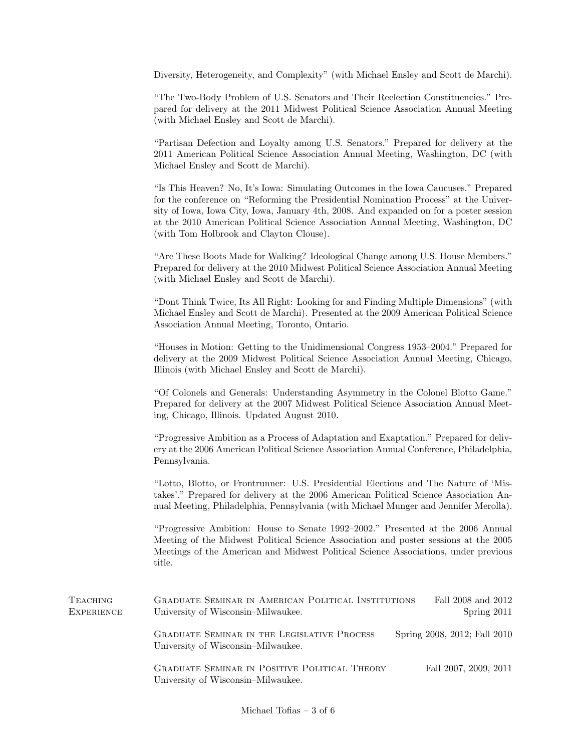Diversity, Heterogeneity, and Complexity" (with Michael Ensley and Scott de Marchi).

"The Two-Body Problem of U.S. Senators and Their Reelection Constituencies." Prepared for delivery at the 2011 Midwest Political Science Association Annual Meeting (with Michael Ensley and Scott de Marchi).

"Partisan Defection and Loyalty among U.S. Senators." Prepared for delivery at the 2011 American Political Science Association Annual Meeting, Washington, DC (with Michael Ensley and Scott de Marchi).

"Is This Heaven? No, It's Iowa: Simulating Outcomes in the Iowa Caucuses." Prepared for the conference on "Reforming the Presidential Nomination Process" at the University of Iowa, Iowa City, Iowa, January 4th, 2008. And expanded on for a poster session at the 2010 American Political Science Association Annual Meeting, Washington, DC (with Tom Holbrook and Clayton Clouse).

"Are These Boots Made for Walking? Ideological Change among U.S. House Members." Prepared for delivery at the 2010 Midwest Political Science Association Annual Meeting (with Michael Ensley and Scott de Marchi).

"Dont Think Twice, Its All Right: Looking for and Finding Multiple Dimensions" (with Michael Ensley and Scott de Marchi). Presented at the 2009 American Political Science Association Annual Meeting, Toronto, Ontario.

"Houses in Motion: Getting to the Unidimensional Congress 1953–2004." Prepared for delivery at the 2009 Midwest Political Science Association Annual Meeting, Chicago, Illinois (with Michael Ensley and Scott de Marchi).

"Of Colonels and Generals: Understanding Asymmetry in the Colonel Blotto Game." Prepared for delivery at the 2007 Midwest Political Science Association Annual Meeting, Chicago, Illinois. Updated August 2010.

"Progressive Ambition as a Process of Adaptation and Exaptation." Prepared for delivery at the 2006 American Political Science Association Annual Conference, Philadelphia, Pennsylvania.

"Lotto, Blotto, or Frontrunner: U.S. Presidential Elections and The Nature of 'Mistakes'." Prepared for delivery at the 2006 American Political Science Association Annual Meeting, Philadelphia, Pennsylvania (with Michael Munger and Jennifer Merolla).

"Progressive Ambition: House to Senate 1992–2002." Presented at the 2006 Annual Meeting of the Midwest Political Science Association and poster sessions at the 2005 Meetings of the American and Midwest Political Science Associations, under previous title.

## Teaching Experience

**Graduate Seminar in American Political Institutions** — Fall 2008 and 2012, Spring 2011
University of Wisconsin–Milwaukee.

**Graduate Seminar in the Legislative Process** — Spring 2008, 2012; Fall 2010
University of Wisconsin–Milwaukee.

**Graduate Seminar in Positive Political Theory** — Fall 2007, 2009, 2011
University of Wisconsin–Milwaukee.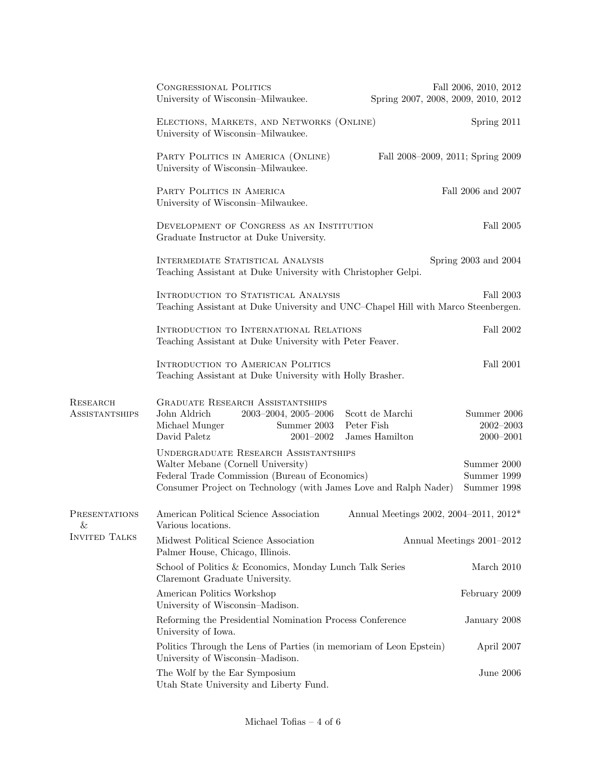**Congressional Politics** — Fall 2006, 2010, 2012; Spring 2007, 2008, 2009, 2010, 2012
University of Wisconsin–Milwaukee.

**Elections, Markets, and Networks (Online)** — Spring 2011
University of Wisconsin–Milwaukee.

**Party Politics in America (Online)** — Fall 2008–2009, 2011; Spring 2009
University of Wisconsin–Milwaukee.

**Party Politics in America** — Fall 2006 and 2007
University of Wisconsin–Milwaukee.

**Development of Congress as an Institution** — Fall 2005
Graduate Instructor at Duke University.

**Intermediate Statistical Analysis** — Spring 2003 and 2004
Teaching Assistant at Duke University with Christopher Gelpi.

**Introduction to Statistical Analysis** — Fall 2003
Teaching Assistant at Duke University and UNC–Chapel Hill with Marco Steenbergen.

**Introduction to International Relations** — Fall 2002
Teaching Assistant at Duke University with Peter Feaver.

**Introduction to American Politics** — Fall 2001
Teaching Assistant at Duke University with Holly Brasher.

## Research Assistantships

**Graduate Research Assistantships**

| | | | |
|---|---|---|---|
| John Aldrich | 2003–2004, 2005–2006 | Scott de Marchi | Summer 2006 |
| Michael Munger | Summer 2003 | Peter Fish | 2002–2003 |
| David Paletz | 2001–2002 | James Hamilton | 2000–2001 |

**Undergraduate Research Assistantships**

- Walter Mebane (Cornell University) — Summer 2000
- Federal Trade Commission (Bureau of Economics) — Summer 1999
- Consumer Project on Technology (with James Love and Ralph Nader) — Summer 1998

## Presentations & Invited Talks

American Political Science Association — Annual Meetings 2002, 2004–2011, 2012*
Various locations.

Midwest Political Science Association — Annual Meetings 2001–2012
Palmer House, Chicago, Illinois.

School of Politics & Economics, Monday Lunch Talk Series — March 2010
Claremont Graduate University.

American Politics Workshop — February 2009
University of Wisconsin–Madison.

Reforming the Presidential Nomination Process Conference — January 2008
University of Iowa.

Politics Through the Lens of Parties (in memoriam of Leon Epstein) — April 2007
University of Wisconsin–Madison.

The Wolf by the Ear Symposium — June 2006
Utah State University and Liberty Fund.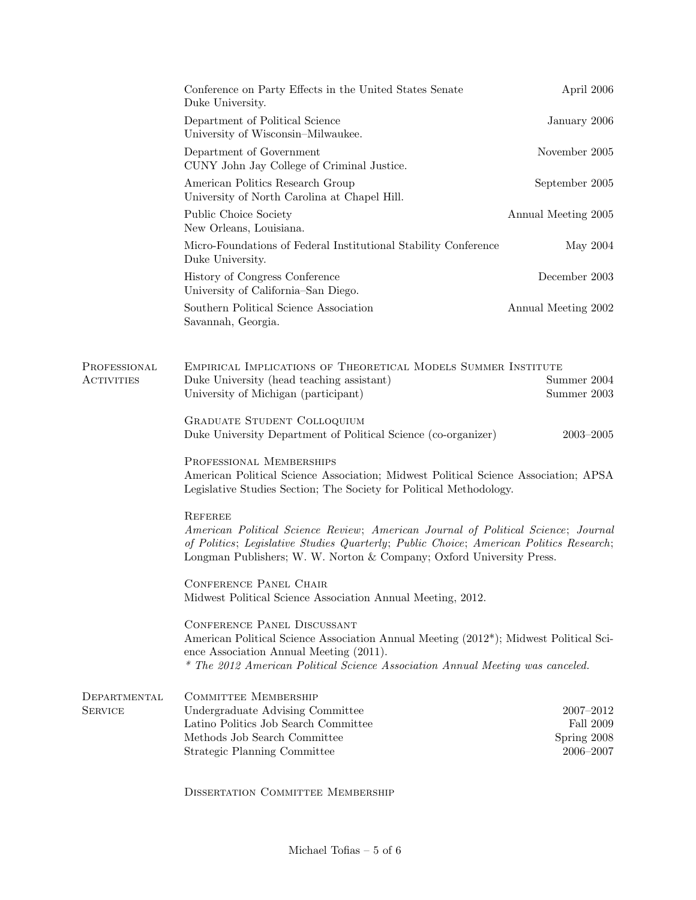Conference on Party Effects in the United States Senate — April 2006
Duke University.

Department of Political Science — January 2006
University of Wisconsin–Milwaukee.

Department of Government — November 2005
CUNY John Jay College of Criminal Justice.

American Politics Research Group — September 2005
University of North Carolina at Chapel Hill.

Public Choice Society — Annual Meeting 2005
New Orleans, Louisiana.

Micro-Foundations of Federal Institutional Stability Conference — May 2004
Duke University.

History of Congress Conference — December 2003
University of California–San Diego.

Southern Political Science Association — Annual Meeting 2002
Savannah, Georgia.

## Professional Activities

**Empirical Implications of Theoretical Models Summer Institute**
Duke University (head teaching assistant) — Summer 2004
University of Michigan (participant) — Summer 2003

**Graduate Student Colloquium**
Duke University Department of Political Science (co-organizer) — 2003–2005

**Professional Memberships**
American Political Science Association; Midwest Political Science Association; APSA Legislative Studies Section; The Society for Political Methodology.

**Referee**
*American Political Science Review*; *American Journal of Political Science*; *Journal of Politics*; *Legislative Studies Quarterly*; *Public Choice*; *American Politics Research*; Longman Publishers; W. W. Norton & Company; Oxford University Press.

**Conference Panel Chair**
Midwest Political Science Association Annual Meeting, 2012.

**Conference Panel Discussant**
American Political Science Association Annual Meeting (2012*); Midwest Political Science Association Annual Meeting (2011).
*\* The 2012 American Political Science Association Annual Meeting was canceled.*

## Departmental Service

**Committee Membership**
Undergraduate Advising Committee — 2007–2012
Latino Politics Job Search Committee — Fall 2009
Methods Job Search Committee — Spring 2008
Strategic Planning Committee — 2006–2007

**Dissertation Committee Membership**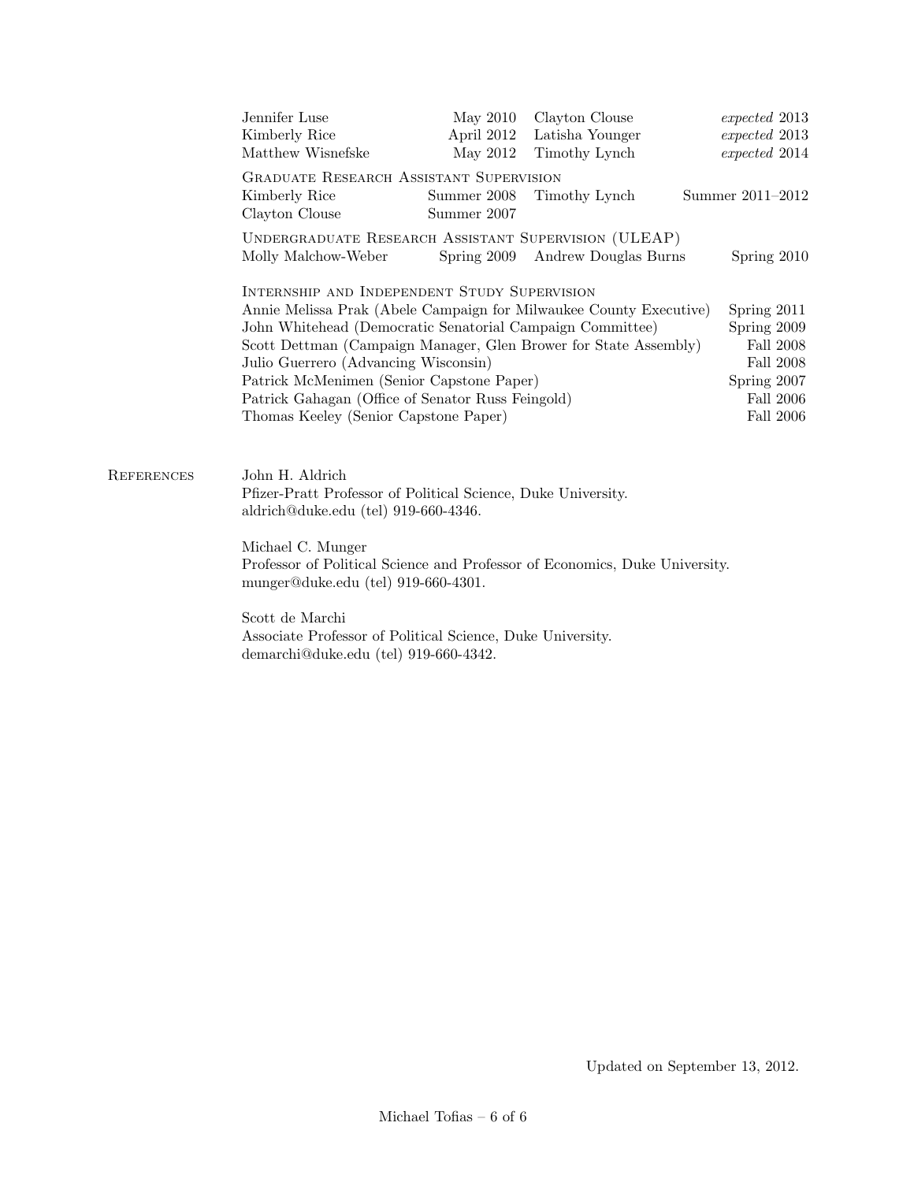| | | | |
|---|---|---|---|
| Jennifer Luse | May 2010 | Clayton Clouse | *expected* 2013 |
| Kimberly Rice | April 2012 | Latisha Younger | *expected* 2013 |
| Matthew Wisnefske | May 2012 | Timothy Lynch | *expected* 2014 |

Graduate Research Assistant Supervision

| | | | |
|---|---|---|---|
| Kimberly Rice | Summer 2008 | Timothy Lynch | Summer 2011–2012 |
| Clayton Clouse | Summer 2007 | | |

Undergraduate Research Assistant Supervision (ULEAP)

| | | | |
|---|---|---|---|
| Molly Malchow-Weber | Spring 2009 | Andrew Douglas Burns | Spring 2010 |

Internship and Independent Study Supervision

| | |
|---|---|
| Annie Melissa Prak (Abele Campaign for Milwaukee County Executive) | Spring 2011 |
| John Whitehead (Democratic Senatorial Campaign Committee) | Spring 2009 |
| Scott Dettman (Campaign Manager, Glen Brower for State Assembly) | Fall 2008 |
| Julio Guerrero (Advancing Wisconsin) | Fall 2008 |
| Patrick McMenimen (Senior Capstone Paper) | Spring 2007 |
| Patrick Gahagan (Office of Senator Russ Feingold) | Fall 2006 |
| Thomas Keeley (Senior Capstone Paper) | Fall 2006 |

## References

John H. Aldrich
Pfizer-Pratt Professor of Political Science, Duke University.
aldrich@duke.edu (tel) 919-660-4346.

Michael C. Munger
Professor of Political Science and Professor of Economics, Duke University.
munger@duke.edu (tel) 919-660-4301.

Scott de Marchi
Associate Professor of Political Science, Duke University.
demarchi@duke.edu (tel) 919-660-4342.

Updated on September 13, 2012.